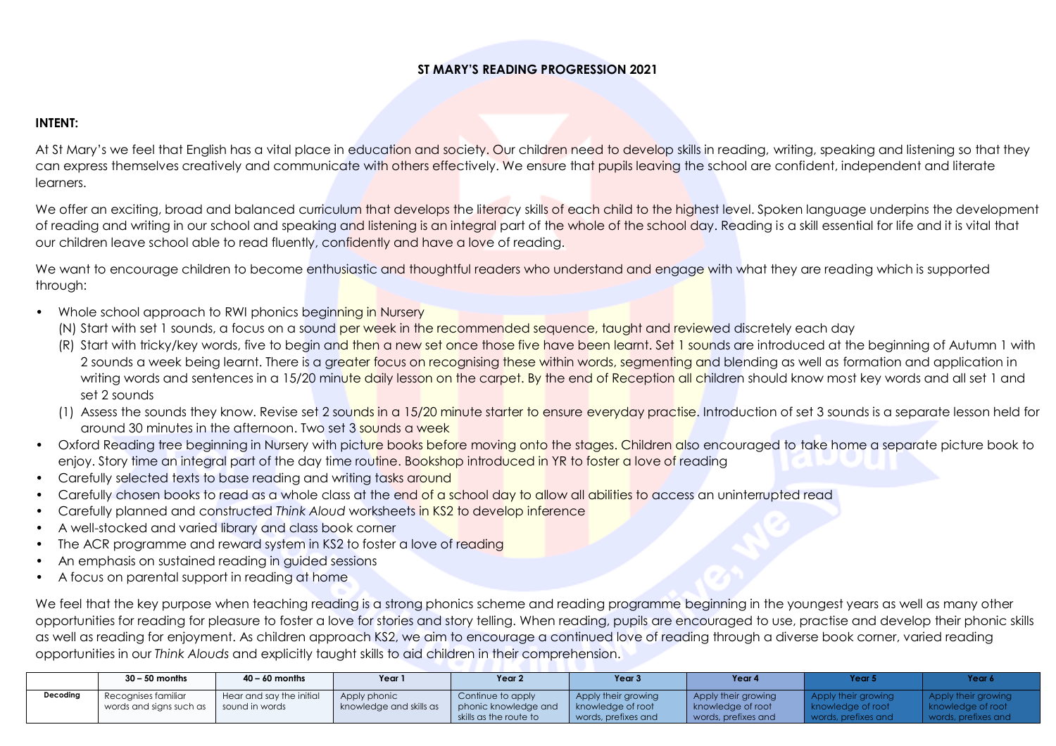## ST MARY'S READING PROGRESSION 2021

**INTENT:**

At St Mary's we feel that English has a vital place in education and society. Our children need to develop skills in reading, writing, speaking and listening so that they can express themselves creatively and communicate with others effectively. We ensure that pupils leaving the school are confident, independent and literate learners.

We offer an exciting, broad and balanced curriculum that develops the literacy skills of each child to the highest level. Spoken language underpins the development of reading and writing in our school and speaking and listening is an integral part of the whole of the school day. Reading is a skill essential for life and it is vital that our children leave school able to read fluently, confidently and have a love of reading.

We want to encourage children to become enthusiastic and thoughtful readers who understand and engage with what they are reading which is supported through:

- Whole school approach to RWI phonics beginning in Nursery
  (N) Start with set 1 sounds, a focus on a sound per week in the recommended sequence, taught and reviewed discretely each day
  (R) Start with tricky/key words, five to begin and then a new set once those five have been learnt. Set 1 sounds are introduced at the beginning of Autumn 1 with 2 sounds a week being learnt. There is a greater focus on recognising these within words, segmenting and blending as well as formation and application in writing words and sentences in a 15/20 minute daily lesson on the carpet. By the end of Reception all children should know most key words and all set 1 and set 2 sounds
  (1) Assess the sounds they know. Revise set 2 sounds in a 15/20 minute starter to ensure everyday practise. Introduction of set 3 sounds is a separate lesson held for around 30 minutes in the afternoon. Two set 3 sounds a week
- Oxford Reading tree beginning in Nursery with picture books before moving onto the stages. Children also encouraged to take home a separate picture book to enjoy. Story time an integral part of the day time routine. Bookshop introduced in YR to foster a love of reading
- Carefully selected texts to base reading and writing tasks around
- Carefully chosen books to read as a whole class at the end of a school day to allow all abilities to access an uninterrupted read
- Carefully planned and constructed *Think Aloud* worksheets in KS2 to develop inference
- A well-stocked and varied library and class book corner
- The ACR programme and reward system in KS2 to foster a love of reading
- An emphasis on sustained reading in guided sessions
- A focus on parental support in reading at home

We feel that the key purpose when teaching reading is a strong phonics scheme and reading programme beginning in the youngest years as well as many other opportunities for reading for pleasure to foster a love for stories and story telling. When reading, pupils are encouraged to use, practise and develop their phonic skills as well as reading for enjoyment. As children approach KS2, we aim to encourage a continued love of reading through a diverse book corner, varied reading opportunities in our *Think Alouds* and explicitly taught skills to aid children in their comprehension.

| | 30 – 50 months | 40 – 60 months | Year 1 | Year 2 | Year 3 | Year 4 | Year 5 | Year 6 |
|---|---|---|---|---|---|---|---|---|
| **Decoding** | Recognises familiar words and signs such as | Hear and say the initial sound in words | Apply phonic knowledge and skills as | Continue to apply phonic knowledge and skills as the route to | Apply their growing knowledge of root words, prefixes and | Apply their growing knowledge of root words, prefixes and | Apply their growing knowledge of root words, prefixes and | Apply their growing knowledge of root words, prefixes and |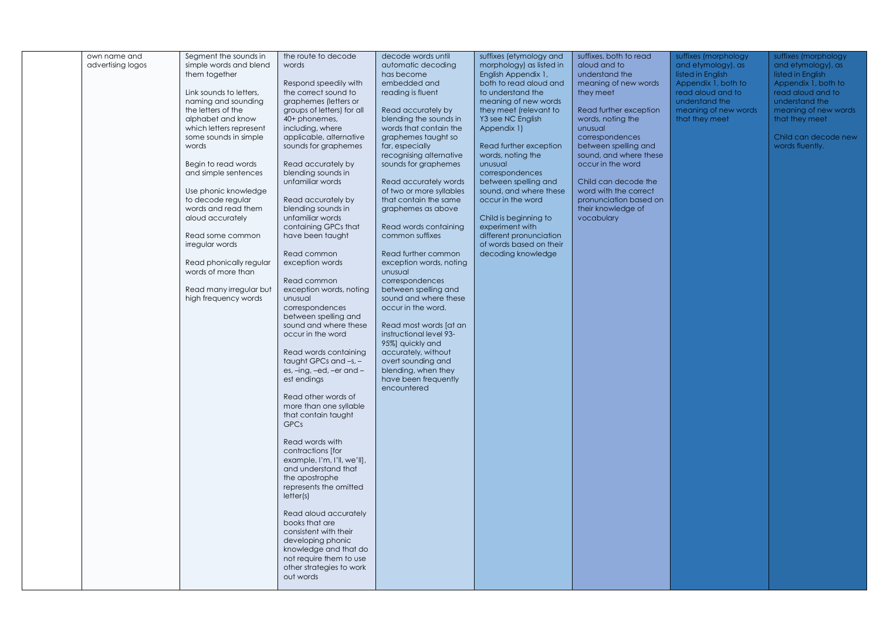| | | | | | | | | |
|---|---|---|---|---|---|---|---|---|
| | own name and advertising logos | Segment the sounds in simple words and blend them together<br><br>Link sounds to letters, naming and sounding the letters of the alphabet and know which letters represent some sounds in simple words<br><br>Begin to read words and simple sentences<br><br>Use phonic knowledge to decode regular words and read them aloud accurately<br><br>Read some common irregular words<br><br>Read phonically regular words of more than<br><br>Read many irregular but high frequency words | the route to decode words<br><br>Respond speedily with the correct sound to graphemes (letters or groups of letters) for all 40+ phonemes, including, where applicable, alternative sounds for graphemes<br><br>Read accurately by blending sounds in unfamiliar words<br><br>Read accurately by blending sounds in unfamiliar words containing GPCs that have been taught<br><br>Read common exception words<br><br>Read common exception words, noting unusual correspondences between spelling and sound and where these occur in the word<br><br>Read words containing taught GPCs and –s, –es, –ing, –ed, –er and –est endings<br><br>Read other words of more than one syllable that contain taught GPCs<br><br>Read words with contractions [for example, I'm, I'll, we'll], and understand that the apostrophe represents the omitted letter(s)<br><br>Read aloud accurately books that are consistent with their developing phonic knowledge and that do not require them to use other strategies to work out words | decode words until automatic decoding has become embedded and reading is fluent<br><br>Read accurately by blending the sounds in words that contain the graphemes taught so far, especially recognising alternative sounds for graphemes<br><br>Read accurately words of two or more syllables that contain the same graphemes as above<br><br>Read words containing common suffixes<br><br>Read further common exception words, noting unusual correspondences between spelling and sound and where these occur in the word.<br><br>Read most words [at an instructional level 93-95%] quickly and accurately, without overt sounding and blending, when they have been frequently encountered | suffixes (etymology and morphology) as listed in English Appendix 1, both to read aloud and to understand the meaning of new words they meet (relevant to Y3 see NC English Appendix 1)<br><br>Read further exception words, noting the unusual correspondences between spelling and sound, and where these occur in the word<br><br>Child is beginning to experiment with different pronunciation of words based on their decoding knowledge | suffixes, both to read aloud and to understand the meaning of new words they meet<br><br>Read further exception words, noting the unusual correspondences between spelling and sound, and where these occur in the word<br><br>Child can decode the word with the correct pronunciation based on their knowledge of vocabulary | suffixes (morphology and etymology), as listed in English Appendix 1, both to read aloud and to understand the meaning of new words that they meet | suffixes (morphology and etymology), as listed in English Appendix 1, both to read aloud and to understand the meaning of new words that they meet<br><br>Child can decode new words fluently. |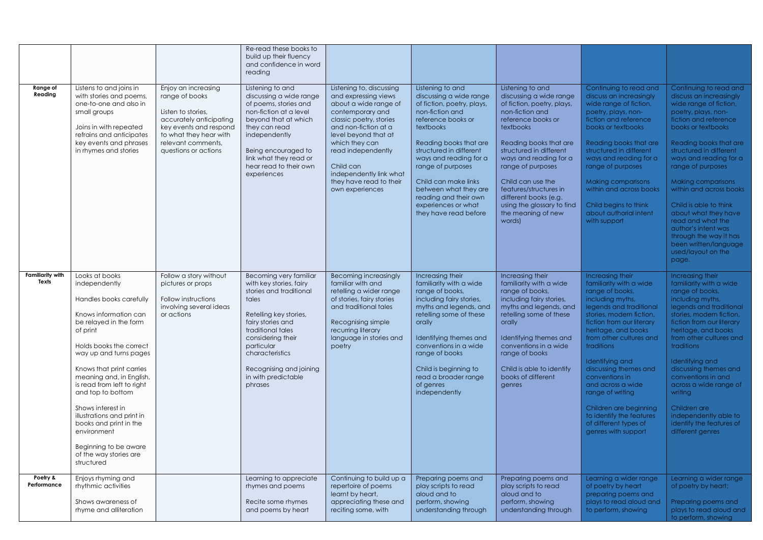| | | | | | | | | |
|---|---|---|---|---|---|---|---|---|
| | | | Re-read these books to build up their fluency and confidence in word reading | | | | | |
| **Range of Reading** | Listens to and joins in with stories and poems, one-to-one and also in small groups<br><br>Joins in with repeated refrains and anticipates key events and phrases in rhymes and stories | Enjoy an increasing range of books<br><br>Listen to stories, accurately anticipating key events and respond to what they hear with relevant comments, questions or actions | Listening to and discussing a wide range of poems, stories and non-fiction at a level beyond that at which they can read independently<br><br>Being encouraged to link what they read or hear read to their own experiences | Listening to, discussing and expressing views about a wide range of contemporary and classic poetry, stories and non-fiction at a level beyond that at which they can read independently<br><br>Child can independently link what they have read to their own experiences | Listening to and discussing a wide range of fiction, poetry, plays, non-fiction and reference books or textbooks<br><br>Reading books that are structured in different ways and reading for a range of purposes<br><br>Child can make links between what they are reading and their own experiences or what they have read before | Listening to and discussing a wide range of fiction, poetry, plays, non-fiction and reference books or textbooks<br><br>Reading books that are structured in different ways and reading for a range of purposes<br><br>Child can use the features/structures in different books (e.g. using the glossary to find the meaning of new words) | Continuing to read and discuss an increasingly wide range of fiction, poetry, plays, non-fiction and reference books or textbooks<br><br>Reading books that are structured in different ways and reading for a range of purposes<br><br>Making comparisons within and across books<br><br>Child begins to think about authorial intent with support | Continuing to read and discuss an increasingly wide range of fiction, poetry, plays, non-fiction and reference books or textbooks<br><br>Reading books that are structured in different ways and reading for a range of purposes<br><br>Making comparisons within and across books<br><br>Child is able to think about what they have read and what the author's intent was through the way it has been written/language used/layout on the page. |
| **Familiarity with Texts** | Looks at books independently<br><br>Handles books carefully<br><br>Knows information can be relayed in the form of print<br><br>Holds books the correct way up and turns pages<br><br>Knows that print carries meaning and, in English, is read from left to right and top to bottom<br><br>Shows interest in illustrations and print in books and print in the environment<br><br>Beginning to be aware of the way stories are structured | Follow a story without pictures or props<br><br>Follow instructions involving several ideas or actions | Becoming very familiar with key stories, fairy stories and traditional tales<br><br>Retelling key stories, fairy stories and traditional tales considering their particular characteristics<br><br>Recognising and joining in with predictable phrases | Becoming increasingly familiar with and retelling a wider range of stories, fairy stories and traditional tales<br><br>Recognising simple recurring literary language in stories and poetry | Increasing their familiarity with a wide range of books, including fairy stories, myths and legends, and retelling some of these orally<br><br>Identifying themes and conventions in a wide range of books<br><br>Child is beginning to read a broader range of genres independently | Increasing their familiarity with a wide range of books, including fairy stories, myths and legends, and retelling some of these orally<br><br>Identifying themes and conventions in a wide range of books<br><br>Child is able to identify books of different genres | Increasing their familiarity with a wide range of books, including myths, legends and traditional stories, modern fiction, fiction from our literary heritage, and books from other cultures and traditions<br><br>Identifying and discussing themes and conventions in and across a wide range of writing<br><br>Children are beginning to identify the features of different types of genres with support | Increasing their familiarity with a wide range of books, including myths, legends and traditional stories, modern fiction, fiction from our literary heritage, and books from other cultures and traditions<br><br>Identifying and discussing themes and conventions in and across a wide range of writing<br><br>Children are independently able to identify the features of different genres |
| **Poetry & Performance** | Enjoys rhyming and rhythmic activities<br><br>Shows awareness of rhyme and alliteration | | Learning to appreciate rhymes and poems<br><br>Recite some rhymes and poems by heart | Continuing to build up a repertoire of poems learnt by heart, appreciating these and reciting some, with | Preparing poems and play scripts to read aloud and to perform, showing understanding through | Preparing poems and play scripts to read aloud and to perform, showing understanding through | Learning a wider range of poetry by heart preparing poems and plays to read aloud and to perform, showing | Learning a wider range of poetry by heart;<br><br>Preparing poems and plays to read aloud and to perform, showing |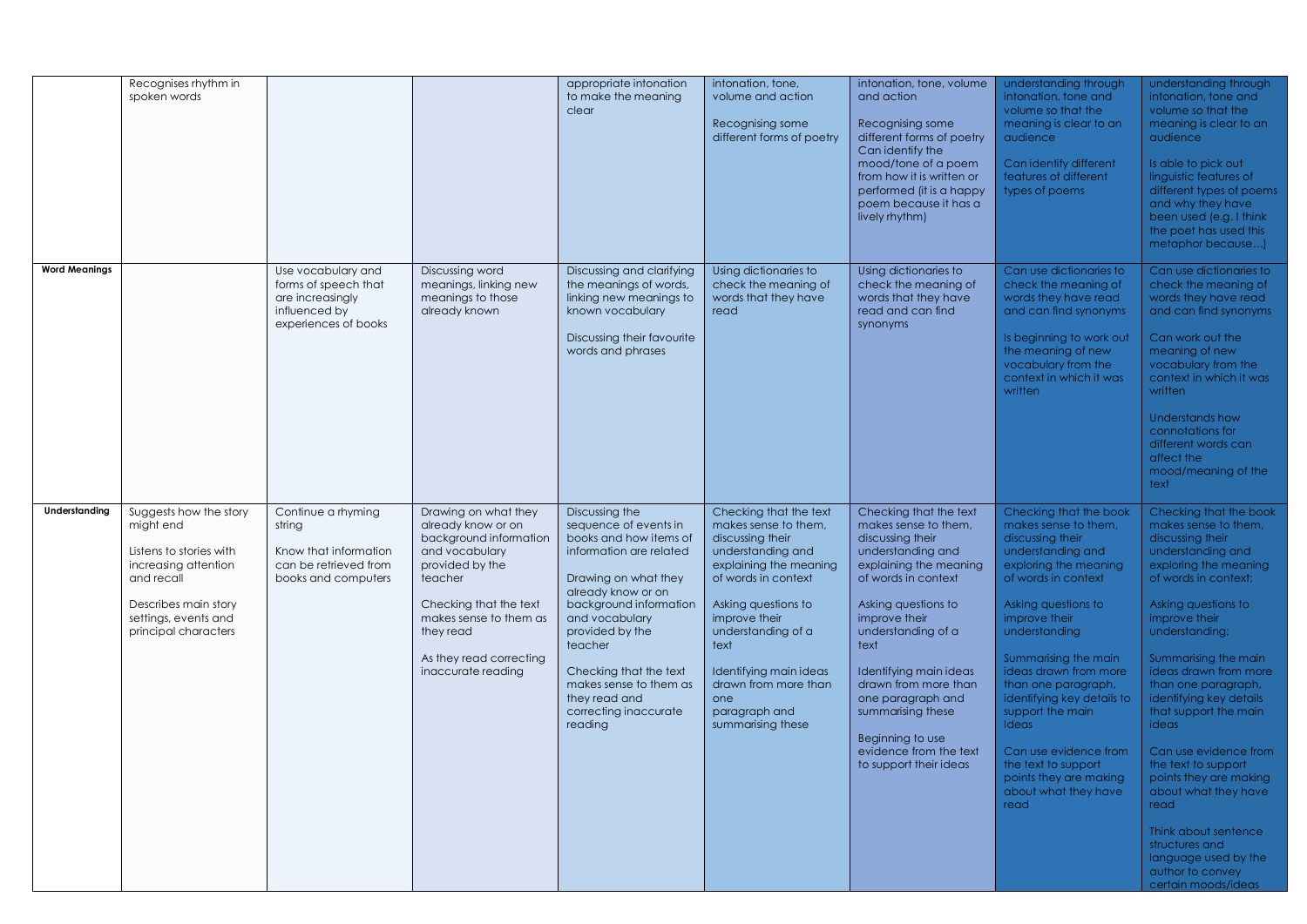| | | | | | | | | |
|---|---|---|---|---|---|---|---|---|
| | Recognises rhythm in spoken words | | | appropriate intonation to make the meaning clear | intonation, tone, volume and action<br><br>Recognising some different forms of poetry | intonation, tone, volume and action<br><br>Recognising some different forms of poetry Can identify the mood/tone of a poem from how it is written or performed (it is a happy poem because it has a lively rhythm) | understanding through intonation, tone and volume so that the meaning is clear to an audience<br><br>Can identify different features of different types of poems | understanding through intonation, tone and volume so that the meaning is clear to an audience<br><br>Is able to pick out linguistic features of different types of poems and why they have been used (e.g. I think the poet has used this metaphor because…) |
| **Word Meanings** | | Use vocabulary and forms of speech that are increasingly influenced by experiences of books | Discussing word meanings, linking new meanings to those already known | Discussing and clarifying the meanings of words, linking new meanings to known vocabulary<br><br>Discussing their favourite words and phrases | Using dictionaries to check the meaning of words that they have read | Using dictionaries to check the meaning of words that they have read and can find synonyms | Can use dictionaries to check the meaning of words they have read and can find synonyms<br><br>Is beginning to work out the meaning of new vocabulary from the context in which it was written | Can use dictionaries to check the meaning of words they have read and can find synonyms<br><br>Can work out the meaning of new vocabulary from the context in which it was written<br><br>Understands how connotations for different words can affect the mood/meaning of the text |
| **Understanding** | Suggests how the story might end<br><br>Listens to stories with increasing attention and recall<br><br>Describes main story settings, events and principal characters | Continue a rhyming string<br><br>Know that information can be retrieved from books and computers | Drawing on what they already know or on background information and vocabulary provided by the teacher<br><br>Checking that the text makes sense to them as they read<br><br>As they read correcting inaccurate reading | Discussing the sequence of events in books and how items of information are related<br><br>Drawing on what they already know or on background information and vocabulary provided by the teacher<br><br>Checking that the text makes sense to them as they read and correcting inaccurate reading | Checking that the text makes sense to them, discussing their understanding and explaining the meaning of words in context<br><br>Asking questions to improve their understanding of a text<br><br>Identifying main ideas drawn from more than one paragraph and summarising these | Checking that the text makes sense to them, discussing their understanding and explaining the meaning of words in context<br><br>Asking questions to improve their understanding of a text<br><br>Identifying main ideas drawn from more than one paragraph and summarising these<br><br>Beginning to use evidence from the text to support their ideas | Checking that the book makes sense to them, discussing their understanding and exploring the meaning of words in context<br><br>Asking questions to improve their understanding<br><br>Summarising the main ideas drawn from more than one paragraph, identifying key details to support the main ideas<br><br>Can use evidence from the text to support points they are making about what they have read | Checking that the book makes sense to them, discussing their understanding and exploring the meaning of words in context;<br><br>Asking questions to improve their understanding;<br><br>Summarising the main ideas drawn from more than one paragraph, identifying key details that support the main ideas<br><br>Can use evidence from the text to support points they are making about what they have read<br><br>Think about sentence structures and language used by the author to convey certain moods/ideas |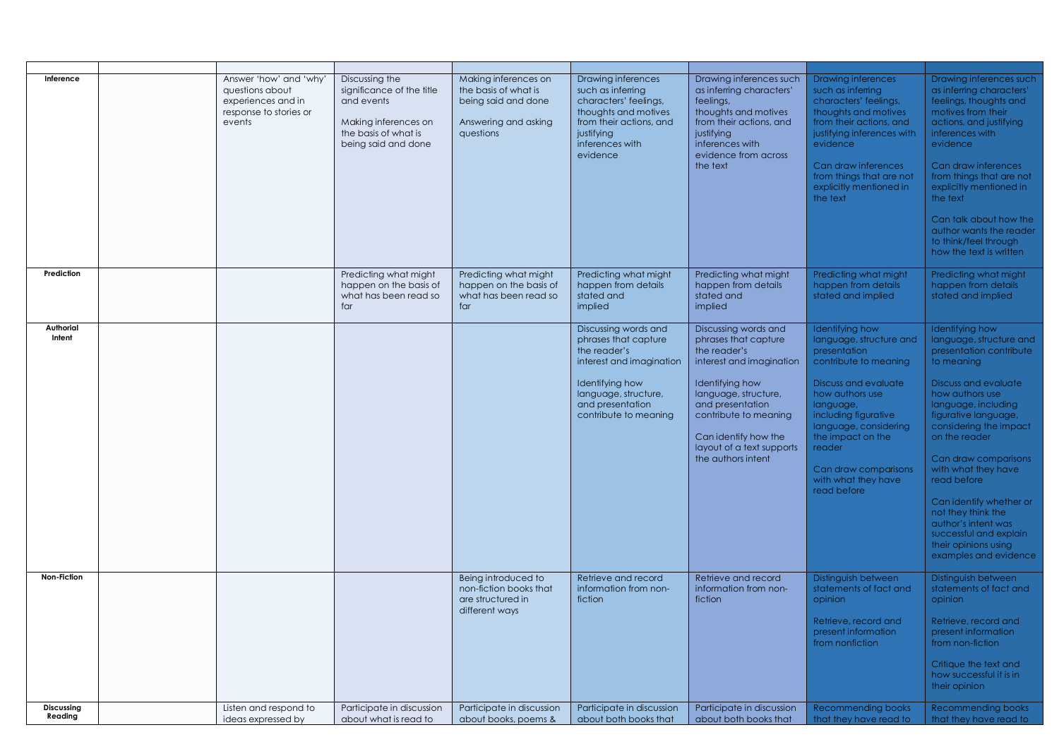| | | | | | | | | |
|---|---|---|---|---|---|---|---|---|
| **Inference** | | Answer 'how' and 'why' questions about experiences and in response to stories or events | Discussing the significance of the title and events<br><br>Making inferences on the basis of what is being said and done | Making inferences on the basis of what is being said and done<br><br>Answering and asking questions | Drawing inferences such as inferring characters' feelings, thoughts and motives from their actions, and justifying inferences with evidence | Drawing inferences such as inferring characters' feelings, thoughts and motives from their actions, and justifying inferences with evidence from across the text | Drawing inferences such as inferring characters' feelings, thoughts and motives from their actions, and justifying inferences with evidence<br><br>Can draw inferences from things that are not explicitly mentioned in the text | Drawing inferences such as inferring characters' feelings, thoughts and motives from their actions, and justifying inferences with evidence<br><br>Can draw inferences from things that are not explicitly mentioned in the text<br><br>Can talk about how the author wants the reader to think/feel through how the text is written |
| **Prediction** | | | Predicting what might happen on the basis of what has been read so far | Predicting what might happen on the basis of what has been read so far | Predicting what might happen from details stated and implied | Predicting what might happen from details stated and implied | Predicting what might happen from details stated and implied | Predicting what might happen from details stated and implied |
| **Authorial Intent** | | | | | Discussing words and phrases that capture the reader's interest and imagination<br><br>Identifying how language, structure, and presentation contribute to meaning | Discussing words and phrases that capture the reader's interest and imagination<br><br>Identifying how language, structure, and presentation contribute to meaning<br><br>Can identify how the layout of a text supports the authors intent | Identifying how language, structure and presentation contribute to meaning<br><br>Discuss and evaluate how authors use language, including figurative language, considering the impact on the reader<br><br>Can draw comparisons with what they have read before | Identifying how language, structure and presentation contribute to meaning<br><br>Discuss and evaluate how authors use language, including figurative language, considering the impact on the reader<br><br>Can draw comparisons with what they have read before<br><br>Can identify whether or not they think the author's intent was successful and explain their opinions using examples and evidence |
| **Non-Fiction** | | | | Being introduced to non-fiction books that are structured in different ways | Retrieve and record information from non-fiction | Retrieve and record information from non-fiction | Distinguish between statements of fact and opinion<br><br>Retrieve, record and present information from nonfiction | Distinguish between statements of fact and opinion<br><br>Retrieve, record and present information from non-fiction<br><br>Critique the text and how successful it is in their opinion |
| **Discussing Reading** | | Listen and respond to ideas expressed by | Participate in discussion about what is read to | Participate in discussion about books, poems & | Participate in discussion about both books that | Participate in discussion about both books that | Recommending books that they have read to | Recommending books that they have read to |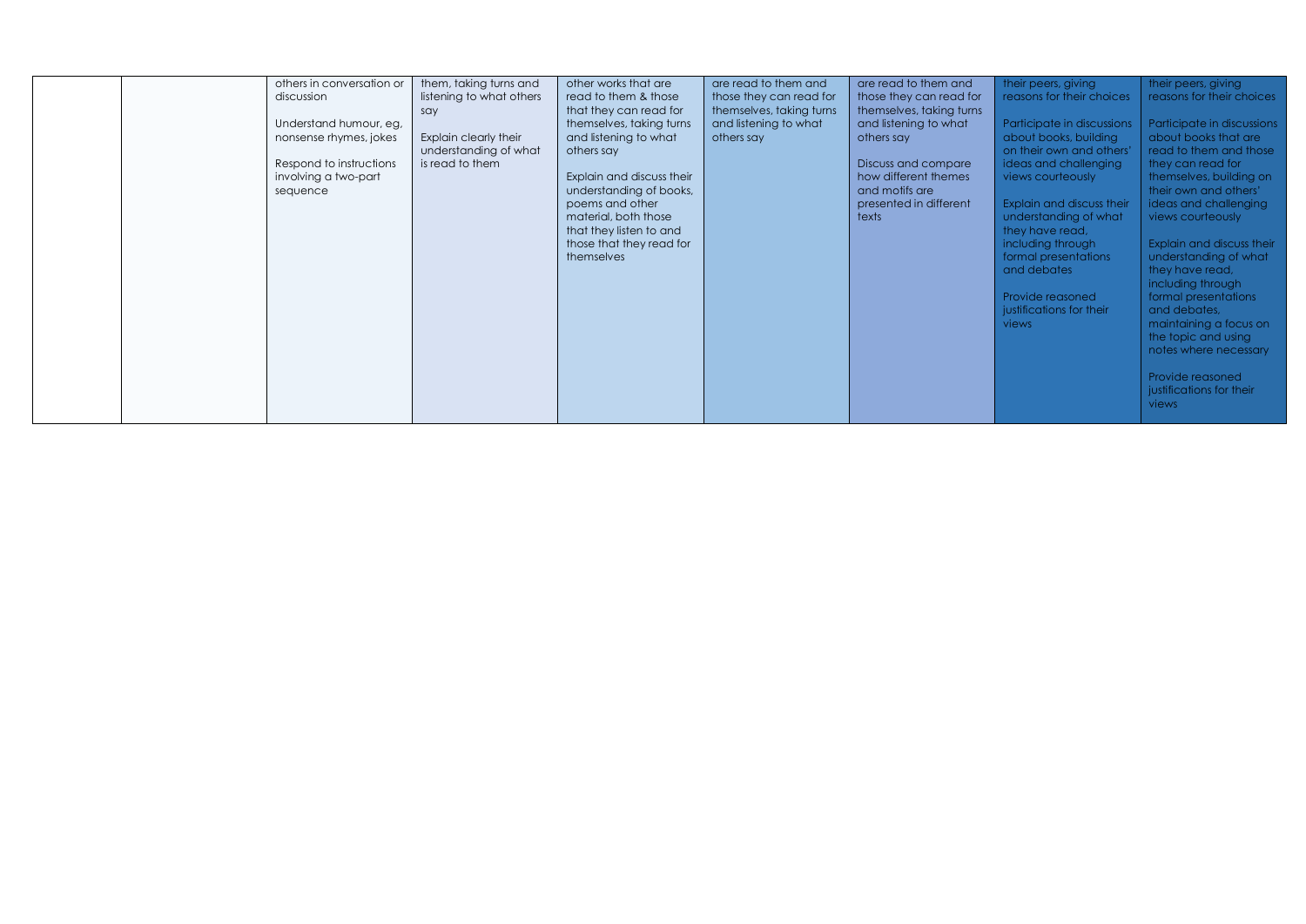| | | | | | | | | |
|---|---|---|---|---|---|---|---|---|
| | | others in conversation or discussion<br><br>Understand humour, eg, nonsense rhymes, jokes<br><br>Respond to instructions involving a two-part sequence | them, taking turns and listening to what others say<br><br>Explain clearly their understanding of what is read to them | other works that are read to them & those that they can read for themselves, taking turns and listening to what others say<br><br>Explain and discuss their understanding of books, poems and other material, both those that they listen to and those that they read for themselves | are read to them and those they can read for themselves, taking turns and listening to what others say | are read to them and those they can read for themselves, taking turns and listening to what others say<br><br>Discuss and compare how different themes and motifs are presented in different texts | their peers, giving reasons for their choices<br><br>Participate in discussions about books, building on their own and others' ideas and challenging views courteously<br><br>Explain and discuss their understanding of what they have read, including through formal presentations and debates<br><br>Provide reasoned justifications for their views | their peers, giving reasons for their choices<br><br>Participate in discussions about books that are read to them and those they can read for themselves, building on their own and others' ideas and challenging views courteously<br><br>Explain and discuss their understanding of what they have read, including through formal presentations and debates, maintaining a focus on the topic and using notes where necessary<br><br>Provide reasoned justifications for their views |